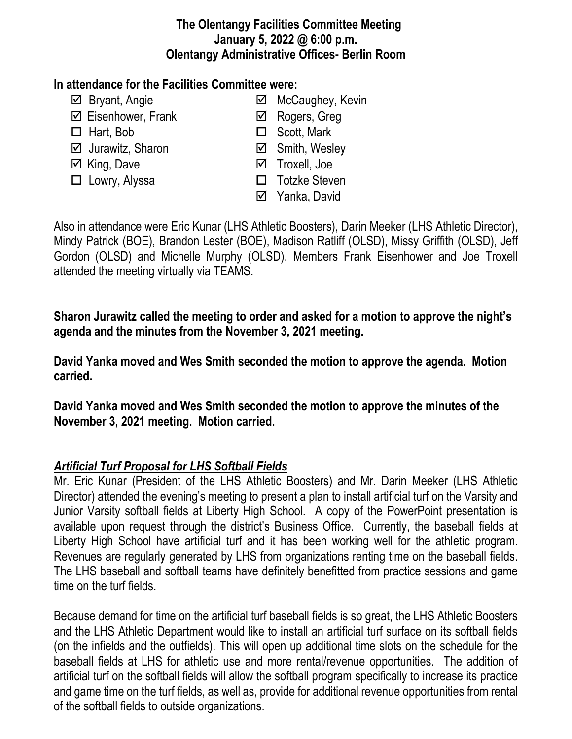**The Olentangy Facilities Committee Meeting**
**January 5, 2022 @ 6:00 p.m.**
**Olentangy Administrative Offices- Berlin Room**

**In attendance for the Facilities Committee were:**

- ☑ Bryant, Angie
- ☑ Eisenhower, Frank
- ☐ Hart, Bob
- ☑ Jurawitz, Sharon
- ☑ King, Dave
- ☐ Lowry, Alyssa
- ☑ McCaughey, Kevin
- ☑ Rogers, Greg
- ☐ Scott, Mark
- ☑ Smith, Wesley
- ☑ Troxell, Joe
- ☐ Totzke Steven
- ☑ Yanka, David

Also in attendance were Eric Kunar (LHS Athletic Boosters), Darin Meeker (LHS Athletic Director), Mindy Patrick (BOE), Brandon Lester (BOE), Madison Ratliff (OLSD), Missy Griffith (OLSD), Jeff Gordon (OLSD) and Michelle Murphy (OLSD). Members Frank Eisenhower and Joe Troxell attended the meeting virtually via TEAMS.

**Sharon Jurawitz called the meeting to order and asked for a motion to approve the night's agenda and the minutes from the November 3, 2021 meeting.**

**David Yanka moved and Wes Smith seconded the motion to approve the agenda. Motion carried.**

**David Yanka moved and Wes Smith seconded the motion to approve the minutes of the November 3, 2021 meeting. Motion carried.**

***Artificial Turf Proposal for LHS Softball Fields***

Mr. Eric Kunar (President of the LHS Athletic Boosters) and Mr. Darin Meeker (LHS Athletic Director) attended the evening's meeting to present a plan to install artificial turf on the Varsity and Junior Varsity softball fields at Liberty High School. A copy of the PowerPoint presentation is available upon request through the district's Business Office. Currently, the baseball fields at Liberty High School have artificial turf and it has been working well for the athletic program. Revenues are regularly generated by LHS from organizations renting time on the baseball fields. The LHS baseball and softball teams have definitely benefitted from practice sessions and game time on the turf fields.

Because demand for time on the artificial turf baseball fields is so great, the LHS Athletic Boosters and the LHS Athletic Department would like to install an artificial turf surface on its softball fields (on the infields and the outfields). This will open up additional time slots on the schedule for the baseball fields at LHS for athletic use and more rental/revenue opportunities. The addition of artificial turf on the softball fields will allow the softball program specifically to increase its practice and game time on the turf fields, as well as, provide for additional revenue opportunities from rental of the softball fields to outside organizations.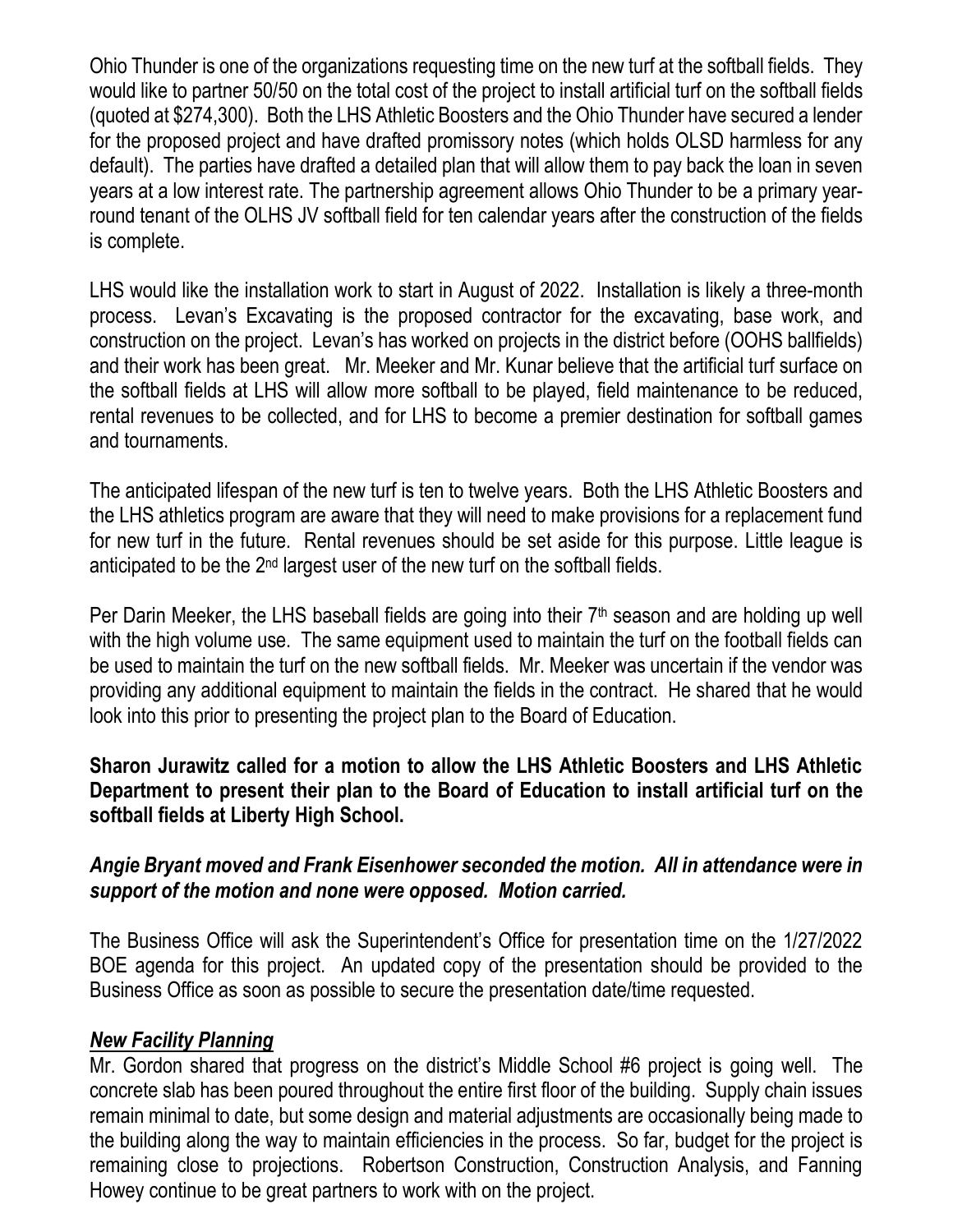Ohio Thunder is one of the organizations requesting time on the new turf at the softball fields. They would like to partner 50/50 on the total cost of the project to install artificial turf on the softball fields (quoted at $274,300). Both the LHS Athletic Boosters and the Ohio Thunder have secured a lender for the proposed project and have drafted promissory notes (which holds OLSD harmless for any default). The parties have drafted a detailed plan that will allow them to pay back the loan in seven years at a low interest rate. The partnership agreement allows Ohio Thunder to be a primary year-round tenant of the OLHS JV softball field for ten calendar years after the construction of the fields is complete.

LHS would like the installation work to start in August of 2022. Installation is likely a three-month process. Levan's Excavating is the proposed contractor for the excavating, base work, and construction on the project. Levan's has worked on projects in the district before (OOHS ballfields) and their work has been great. Mr. Meeker and Mr. Kunar believe that the artificial turf surface on the softball fields at LHS will allow more softball to be played, field maintenance to be reduced, rental revenues to be collected, and for LHS to become a premier destination for softball games and tournaments.

The anticipated lifespan of the new turf is ten to twelve years. Both the LHS Athletic Boosters and the LHS athletics program are aware that they will need to make provisions for a replacement fund for new turf in the future. Rental revenues should be set aside for this purpose. Little league is anticipated to be the 2nd largest user of the new turf on the softball fields.

Per Darin Meeker, the LHS baseball fields are going into their 7th season and are holding up well with the high volume use. The same equipment used to maintain the turf on the football fields can be used to maintain the turf on the new softball fields. Mr. Meeker was uncertain if the vendor was providing any additional equipment to maintain the fields in the contract. He shared that he would look into this prior to presenting the project plan to the Board of Education.

**Sharon Jurawitz called for a motion to allow the LHS Athletic Boosters and LHS Athletic Department to present their plan to the Board of Education to install artificial turf on the softball fields at Liberty High School.**

***Angie Bryant moved and Frank Eisenhower seconded the motion. All in attendance were in support of the motion and none were opposed. Motion carried.***

The Business Office will ask the Superintendent's Office for presentation time on the 1/27/2022 BOE agenda for this project. An updated copy of the presentation should be provided to the Business Office as soon as possible to secure the presentation date/time requested.

***New Facility Planning***

Mr. Gordon shared that progress on the district's Middle School #6 project is going well. The concrete slab has been poured throughout the entire first floor of the building. Supply chain issues remain minimal to date, but some design and material adjustments are occasionally being made to the building along the way to maintain efficiencies in the process. So far, budget for the project is remaining close to projections. Robertson Construction, Construction Analysis, and Fanning Howey continue to be great partners to work with on the project.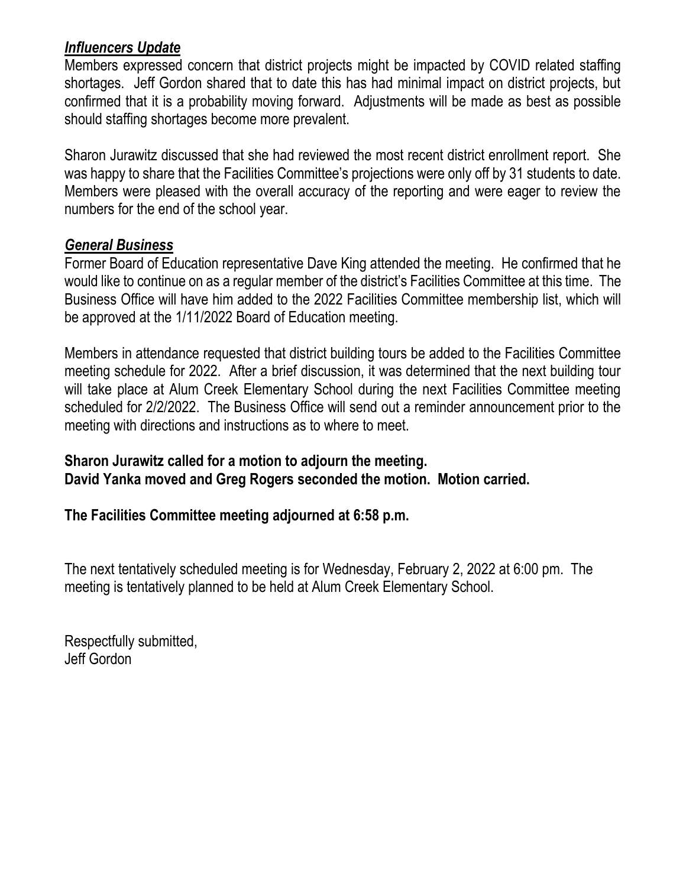### ***Influencers Update***

Members expressed concern that district projects might be impacted by COVID related staffing shortages. Jeff Gordon shared that to date this has had minimal impact on district projects, but confirmed that it is a probability moving forward. Adjustments will be made as best as possible should staffing shortages become more prevalent.

Sharon Jurawitz discussed that she had reviewed the most recent district enrollment report. She was happy to share that the Facilities Committee's projections were only off by 31 students to date. Members were pleased with the overall accuracy of the reporting and were eager to review the numbers for the end of the school year.

### ***General Business***

Former Board of Education representative Dave King attended the meeting. He confirmed that he would like to continue on as a regular member of the district's Facilities Committee at this time. The Business Office will have him added to the 2022 Facilities Committee membership list, which will be approved at the 1/11/2022 Board of Education meeting.

Members in attendance requested that district building tours be added to the Facilities Committee meeting schedule for 2022. After a brief discussion, it was determined that the next building tour will take place at Alum Creek Elementary School during the next Facilities Committee meeting scheduled for 2/2/2022. The Business Office will send out a reminder announcement prior to the meeting with directions and instructions as to where to meet.

**Sharon Jurawitz called for a motion to adjourn the meeting.**
**David Yanka moved and Greg Rogers seconded the motion. Motion carried.**

**The Facilities Committee meeting adjourned at 6:58 p.m.**

The next tentatively scheduled meeting is for Wednesday, February 2, 2022 at 6:00 pm. The meeting is tentatively planned to be held at Alum Creek Elementary School.

Respectfully submitted,
Jeff Gordon